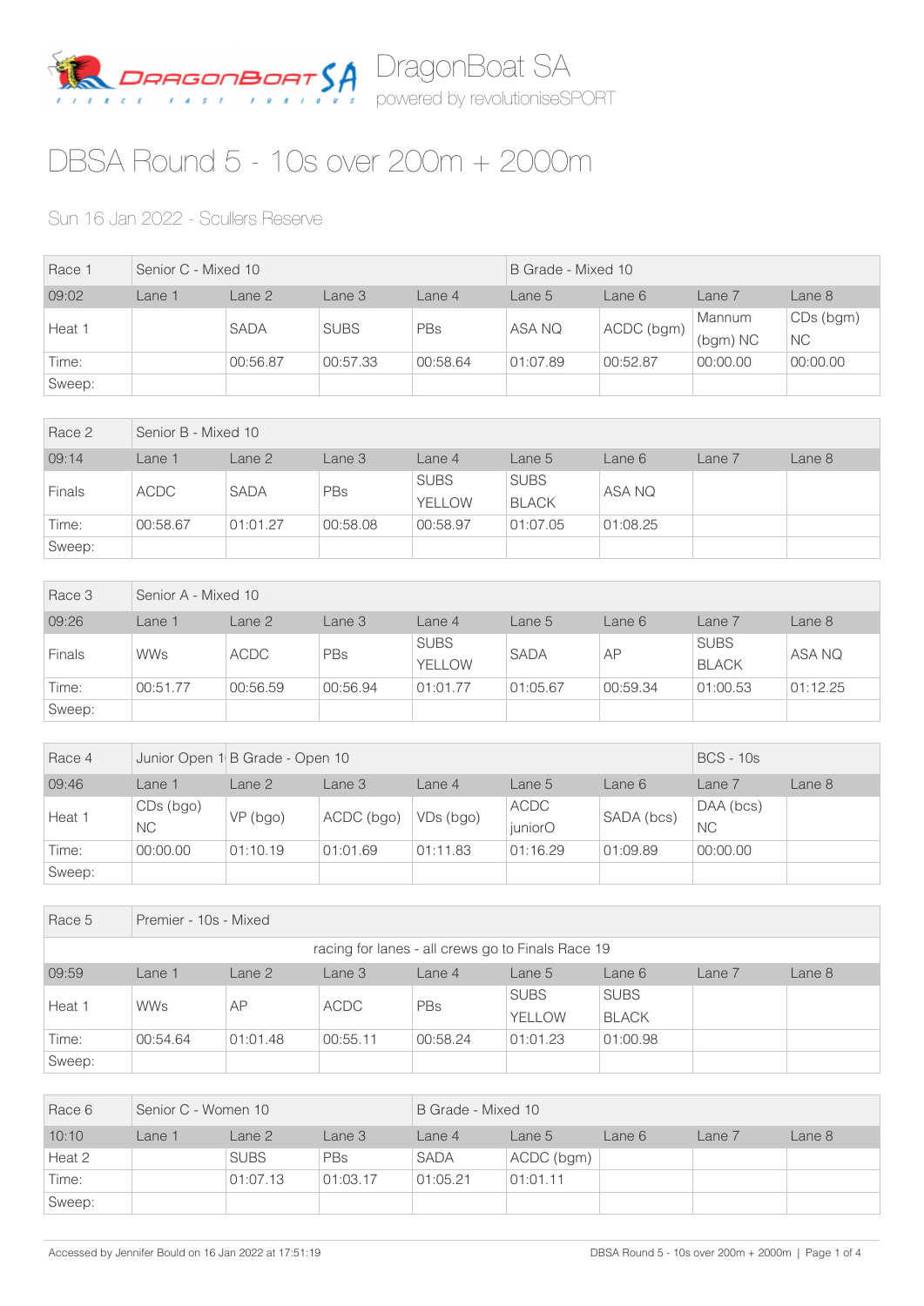DragonBoat SA

powered by revolutioniseSPORT

# DBSA Round 5 - 10s over 200m + 2000m

Sun 16 Jan 2022 - Scullers Reserve

| Race 1 | Senior C - Mixed 10 | | | | B Grade - Mixed 10 | | | |
|---|---|---|---|---|---|---|---|---|
| 09:02 | Lane 1 | Lane 2 | Lane 3 | Lane 4 | Lane 5 | Lane 6 | Lane 7 | Lane 8 |
| Heat 1 | | SADA | SUBS | PBs | ASA NQ | ACDC (bgm) | Mannum (bgm) NC | CDs (bgm) NC |
| Time: | | 00:56.87 | 00:57.33 | 00:58.64 | 01:07.89 | 00:52.87 | 00:00.00 | 00:00.00 |
| Sweep: | | | | | | | | |

| Race 2 | Senior B - Mixed 10 | | | | | | | |
|---|---|---|---|---|---|---|---|---|
| 09:14 | Lane 1 | Lane 2 | Lane 3 | Lane 4 | Lane 5 | Lane 6 | Lane 7 | Lane 8 |
| Finals | ACDC | SADA | PBs | SUBS YELLOW | SUBS BLACK | ASA NQ | | |
| Time: | 00:58.67 | 01:01.27 | 00:58.08 | 00:58.97 | 01:07.05 | 01:08.25 | | |
| Sweep: | | | | | | | | |

| Race 3 | Senior A - Mixed 10 | | | | | | | |
|---|---|---|---|---|---|---|---|---|
| 09:26 | Lane 1 | Lane 2 | Lane 3 | Lane 4 | Lane 5 | Lane 6 | Lane 7 | Lane 8 |
| Finals | WWs | ACDC | PBs | SUBS YELLOW | SADA | AP | SUBS BLACK | ASA NQ |
| Time: | 00:51.77 | 00:56.59 | 00:56.94 | 01:01.77 | 01:05.67 | 00:59.34 | 01:00.53 | 01:12.25 |
| Sweep: | | | | | | | | |

| Race 4 | Junior Open 1 | B Grade - Open 10 | | | | | BCS - 10s | |
|---|---|---|---|---|---|---|---|---|
| 09:46 | Lane 1 | Lane 2 | Lane 3 | Lane 4 | Lane 5 | Lane 6 | Lane 7 | Lane 8 |
| Heat 1 | CDs (bgo) NC | VP (bgo) | ACDC (bgo) | VDs (bgo) | ACDC juniorO | SADA (bcs) | DAA (bcs) NC | |
| Time: | 00:00.00 | 01:10.19 | 01:01.69 | 01:11.83 | 01:16.29 | 01:09.89 | 00:00.00 | |
| Sweep: | | | | | | | | |

| Race 5 | Premier - 10s - Mixed | | | | | | | |
|---|---|---|---|---|---|---|---|---|
| racing for lanes - all crews go to Finals Race 19 | | | | | | | | |
| 09:59 | Lane 1 | Lane 2 | Lane 3 | Lane 4 | Lane 5 | Lane 6 | Lane 7 | Lane 8 |
| Heat 1 | WWs | AP | ACDC | PBs | SUBS YELLOW | SUBS BLACK | | |
| Time: | 00:54.64 | 01:01.48 | 00:55.11 | 00:58.24 | 01:01.23 | 01:00.98 | | |
| Sweep: | | | | | | | | |

| Race 6 | Senior C - Women 10 | | | B Grade - Mixed 10 | | | | |
|---|---|---|---|---|---|---|---|---|
| 10:10 | Lane 1 | Lane 2 | Lane 3 | Lane 4 | Lane 5 | Lane 6 | Lane 7 | Lane 8 |
| Heat 2 | | SUBS | PBs | SADA | ACDC (bgm) | | | |
| Time: | | 01:07.13 | 01:03.17 | 01:05.21 | 01:01.11 | | | |
| Sweep: | | | | | | | | |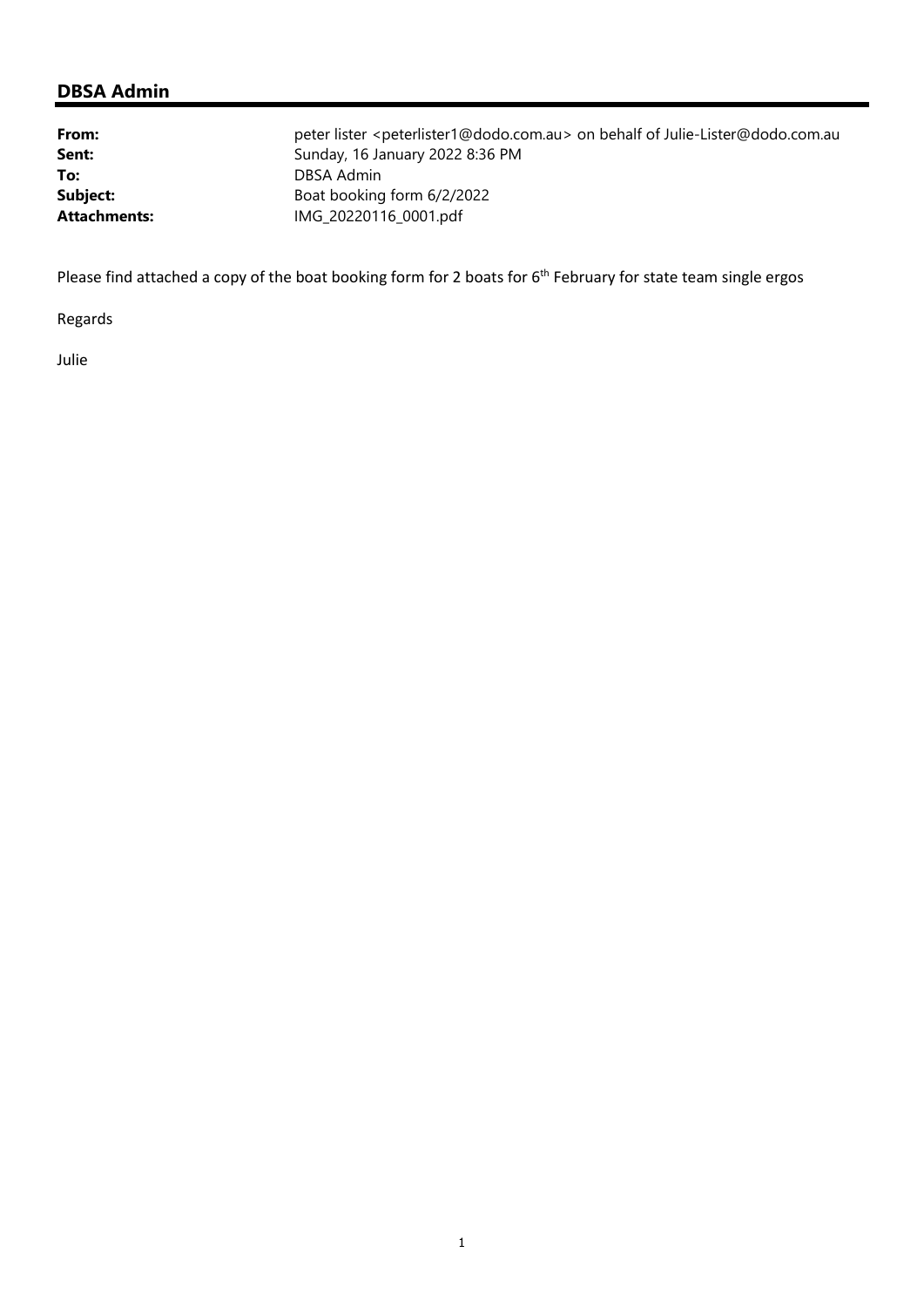## DBSA Admin

|  |  |
|---|---|
| **From:** | peter lister <peterlister1@dodo.com.au> on behalf of Julie-Lister@dodo.com.au |
| **Sent:** | Sunday, 16 January 2022 8:36 PM |
| **To:** | DBSA Admin |
| **Subject:** | Boat booking form 6/2/2022 |
| **Attachments:** | IMG_20220116_0001.pdf |

Please find attached a copy of the boat booking form for 2 boats for 6th February for state team single ergos

Regards

Julie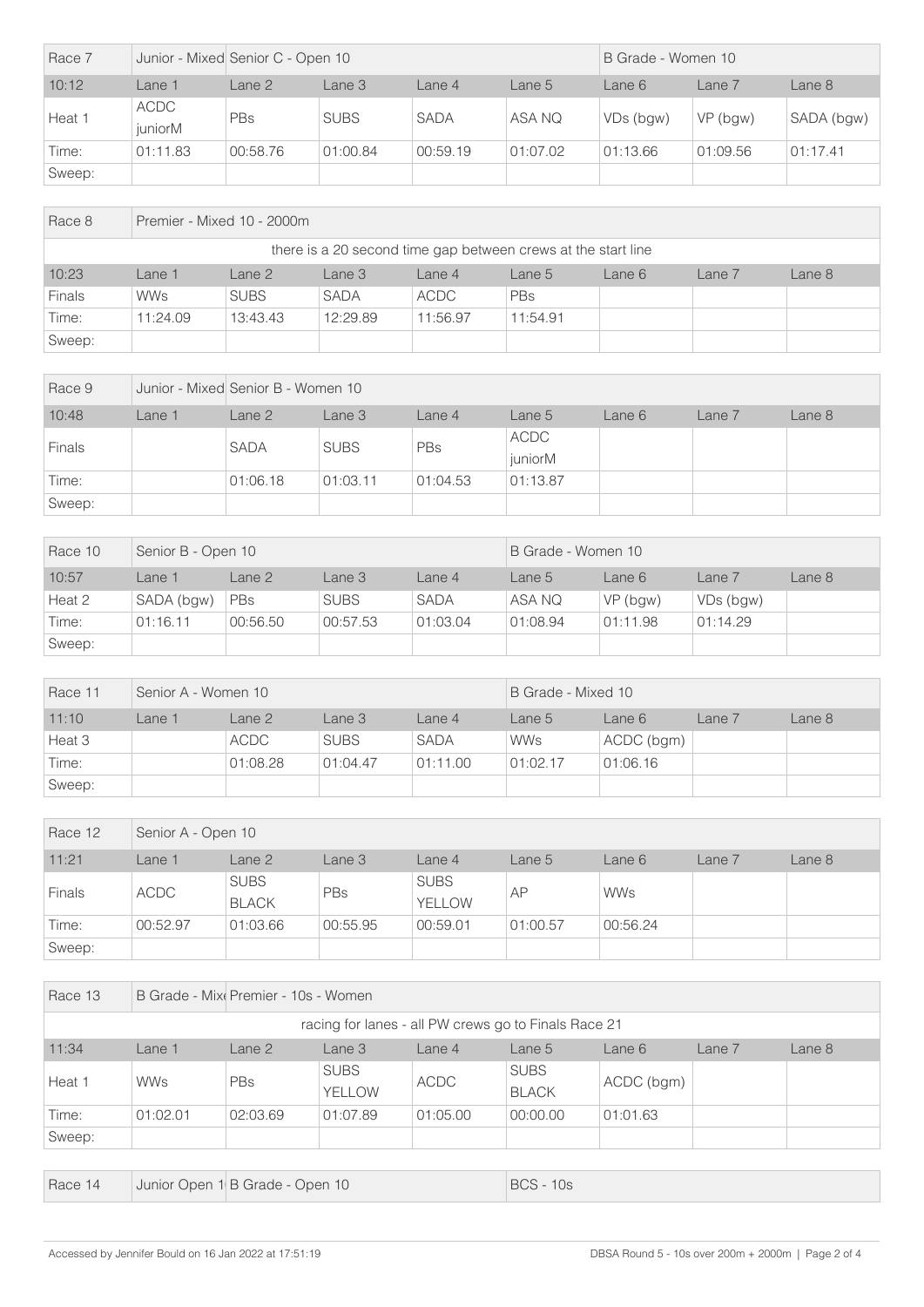| Race 7 | Junior - Mixed | Senior C - Open 10 | | | | B Grade - Women 10 | | |
|---|---|---|---|---|---|---|---|---|
| 10:12 | Lane 1 | Lane 2 | Lane 3 | Lane 4 | Lane 5 | Lane 6 | Lane 7 | Lane 8 |
| Heat 1 | ACDC juniorM | PBs | SUBS | SADA | ASA NQ | VDs (bgw) | VP (bgw) | SADA (bgw) |
| Time: | 01:11.83 | 00:58.76 | 01:00.84 | 00:59.19 | 01:07.02 | 01:13.66 | 01:09.56 | 01:17.41 |
| Sweep: | | | | | | | | |

| Race 8 | Premier - Mixed 10 - 2000m | | | | | | | |
|---|---|---|---|---|---|---|---|---|
| there is a 20 second time gap between crews at the start line | | | | | | | | |
| 10:23 | Lane 1 | Lane 2 | Lane 3 | Lane 4 | Lane 5 | Lane 6 | Lane 7 | Lane 8 |
| Finals | WWs | SUBS | SADA | ACDC | PBs | | | |
| Time: | 11:24.09 | 13:43.43 | 12:29.89 | 11:56.97 | 11:54.91 | | | |
| Sweep: | | | | | | | | |

| Race 9 | Junior - Mixed | Senior B - Women 10 | | | | | | |
|---|---|---|---|---|---|---|---|---|
| 10:48 | Lane 1 | Lane 2 | Lane 3 | Lane 4 | Lane 5 | Lane 6 | Lane 7 | Lane 8 |
| Finals | | SADA | SUBS | PBs | ACDC juniorM | | | |
| Time: | | 01:06.18 | 01:03.11 | 01:04.53 | 01:13.87 | | | |
| Sweep: | | | | | | | | |

| Race 10 | Senior B - Open 10 | | | | B Grade - Women 10 | | | |
|---|---|---|---|---|---|---|---|---|
| 10:57 | Lane 1 | Lane 2 | Lane 3 | Lane 4 | Lane 5 | Lane 6 | Lane 7 | Lane 8 |
| Heat 2 | SADA (bgw) | PBs | SUBS | SADA | ASA NQ | VP (bgw) | VDs (bgw) | |
| Time: | 01:16.11 | 00:56.50 | 00:57.53 | 01:03.04 | 01:08.94 | 01:11.98 | 01:14.29 | |
| Sweep: | | | | | | | | |

| Race 11 | Senior A - Women 10 | | | | B Grade - Mixed 10 | | | |
|---|---|---|---|---|---|---|---|---|
| 11:10 | Lane 1 | Lane 2 | Lane 3 | Lane 4 | Lane 5 | Lane 6 | Lane 7 | Lane 8 |
| Heat 3 | | ACDC | SUBS | SADA | WWs | ACDC (bgm) | | |
| Time: | | 01:08.28 | 01:04.47 | 01:11.00 | 01:02.17 | 01:06.16 | | |
| Sweep: | | | | | | | | |

| Race 12 | Senior A - Open 10 | | | | | | | |
|---|---|---|---|---|---|---|---|---|
| 11:21 | Lane 1 | Lane 2 | Lane 3 | Lane 4 | Lane 5 | Lane 6 | Lane 7 | Lane 8 |
| Finals | ACDC | SUBS BLACK | PBs | SUBS YELLOW | AP | WWs | | |
| Time: | 00:52.97 | 01:03.66 | 00:55.95 | 00:59.01 | 01:00.57 | 00:56.24 | | |
| Sweep: | | | | | | | | |

| Race 13 | B Grade - Mix | Premier - 10s - Women | | | | | | |
|---|---|---|---|---|---|---|---|---|
| racing for lanes - all PW crews go to Finals Race 21 | | | | | | | | |
| 11:34 | Lane 1 | Lane 2 | Lane 3 | Lane 4 | Lane 5 | Lane 6 | Lane 7 | Lane 8 |
| Heat 1 | WWs | PBs | SUBS YELLOW | ACDC | SUBS BLACK | ACDC (bgm) | | |
| Time: | 01:02.01 | 02:03.69 | 01:07.89 | 01:05.00 | 00:00.00 | 01:01.63 | | |
| Sweep: | | | | | | | | |

| Race 14 | Junior Open 1 | B Grade - Open 10 | | | BCS - 10s | | | |
|---|---|---|---|---|---|---|---|---|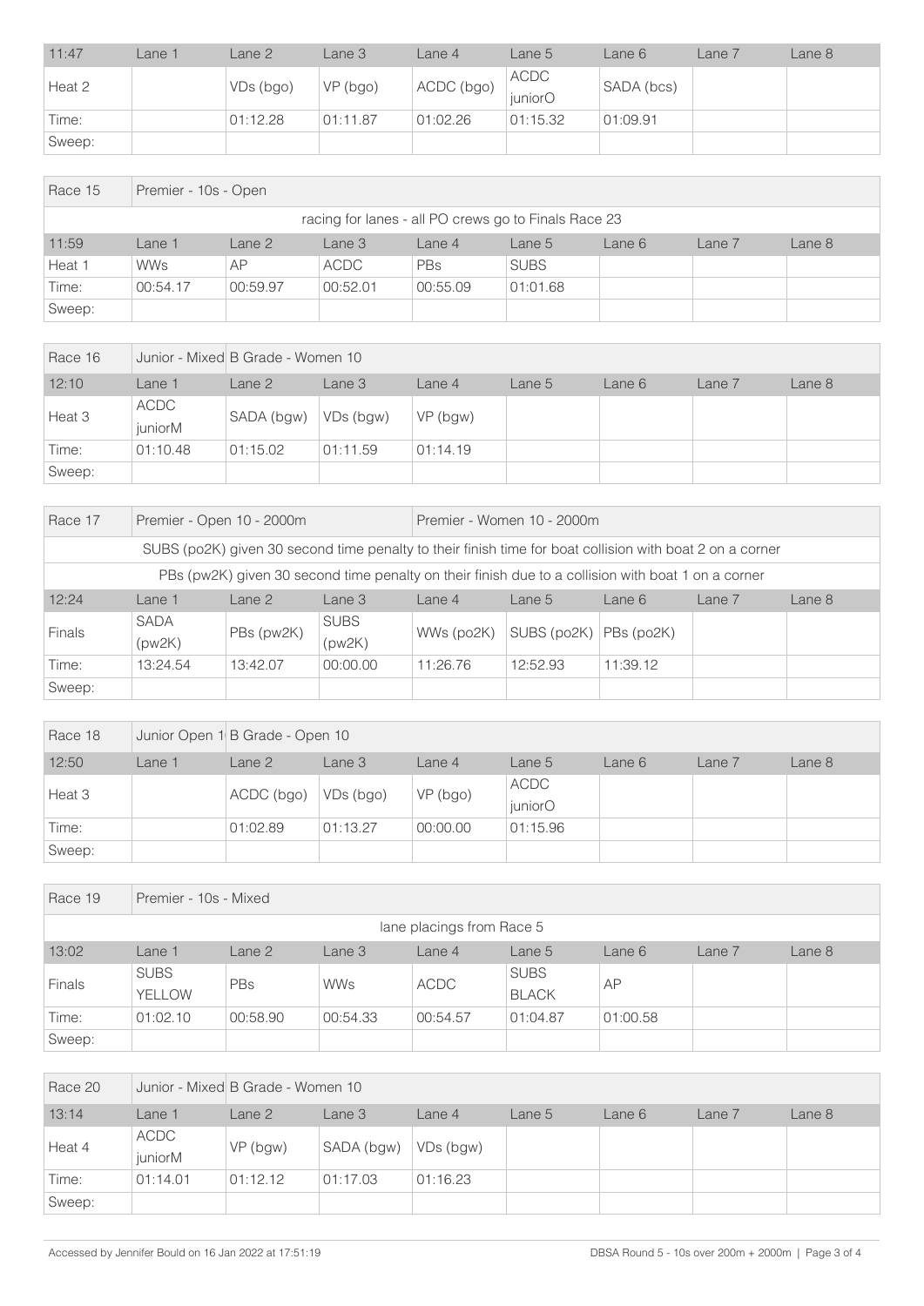| 11:47 | Lane 1 | Lane 2 | Lane 3 | Lane 4 | Lane 5 | Lane 6 | Lane 7 | Lane 8 |
|---|---|---|---|---|---|---|---|---|
| Heat 2 | | VDs (bgo) | VP (bgo) | ACDC (bgo) | ACDC juniorO | SADA (bcs) | | |
| Time: | | 01:12.28 | 01:11.87 | 01:02.26 | 01:15.32 | 01:09.91 | | |
| Sweep: | | | | | | | | |

| Race 15 | Premier - 10s - Open | | | | | | | |
|---|---|---|---|---|---|---|---|---|
| racing for lanes - all PO crews go to Finals Race 23 | | | | | | | | |
| 11:59 | Lane 1 | Lane 2 | Lane 3 | Lane 4 | Lane 5 | Lane 6 | Lane 7 | Lane 8 |
| Heat 1 | WWs | AP | ACDC | PBs | SUBS | | | |
| Time: | 00:54.17 | 00:59.97 | 00:52.01 | 00:55.09 | 01:01.68 | | | |
| Sweep: | | | | | | | | |

| Race 16 | Junior - Mixed B Grade - Women 10 | | | | | | | |
|---|---|---|---|---|---|---|---|---|
| 12:10 | Lane 1 | Lane 2 | Lane 3 | Lane 4 | Lane 5 | Lane 6 | Lane 7 | Lane 8 |
| Heat 3 | ACDC juniorM | SADA (bgw) | VDs (bgw) | VP (bgw) | | | | |
| Time: | 01:10.48 | 01:15.02 | 01:11.59 | 01:14.19 | | | | |
| Sweep: | | | | | | | | |

| Race 17 | Premier - Open 10 - 2000m | | | Premier - Women 10 - 2000m | | | | |
|---|---|---|---|---|---|---|---|---|
| SUBS (po2K) given 30 second time penalty to their finish time for boat collision with boat 2 on a corner | | | | | | | | |
| PBs (pw2K) given 30 second time penalty on their finish due to a collision with boat 1 on a corner | | | | | | | | |
| 12:24 | Lane 1 | Lane 2 | Lane 3 | Lane 4 | Lane 5 | Lane 6 | Lane 7 | Lane 8 |
| Finals | SADA (pw2K) | PBs (pw2K) | SUBS (pw2K) | WWs (po2K) | SUBS (po2K) | PBs (po2K) | | |
| Time: | 13:24.54 | 13:42.07 | 00:00.00 | 11:26.76 | 12:52.93 | 11:39.12 | | |
| Sweep: | | | | | | | | |

| Race 18 | Junior Open 1 B Grade - Open 10 | | | | | | | |
|---|---|---|---|---|---|---|---|---|
| 12:50 | Lane 1 | Lane 2 | Lane 3 | Lane 4 | Lane 5 | Lane 6 | Lane 7 | Lane 8 |
| Heat 3 | | ACDC (bgo) | VDs (bgo) | VP (bgo) | ACDC juniorO | | | |
| Time: | | 01:02.89 | 01:13.27 | 00:00.00 | 01:15.96 | | | |
| Sweep: | | | | | | | | |

| Race 19 | Premier - 10s - Mixed | | | | | | | |
|---|---|---|---|---|---|---|---|---|
| lane placings from Race 5 | | | | | | | | |
| 13:02 | Lane 1 | Lane 2 | Lane 3 | Lane 4 | Lane 5 | Lane 6 | Lane 7 | Lane 8 |
| Finals | SUBS YELLOW | PBs | WWs | ACDC | SUBS BLACK | AP | | |
| Time: | 01:02.10 | 00:58.90 | 00:54.33 | 00:54.57 | 01:04.87 | 01:00.58 | | |
| Sweep: | | | | | | | | |

| Race 20 | Junior - Mixed B Grade - Women 10 | | | | | | | |
|---|---|---|---|---|---|---|---|---|
| 13:14 | Lane 1 | Lane 2 | Lane 3 | Lane 4 | Lane 5 | Lane 6 | Lane 7 | Lane 8 |
| Heat 4 | ACDC juniorM | VP (bgw) | SADA (bgw) | VDs (bgw) | | | | |
| Time: | 01:14.01 | 01:12.12 | 01:17.03 | 01:16.23 | | | | |
| Sweep: | | | | | | | | |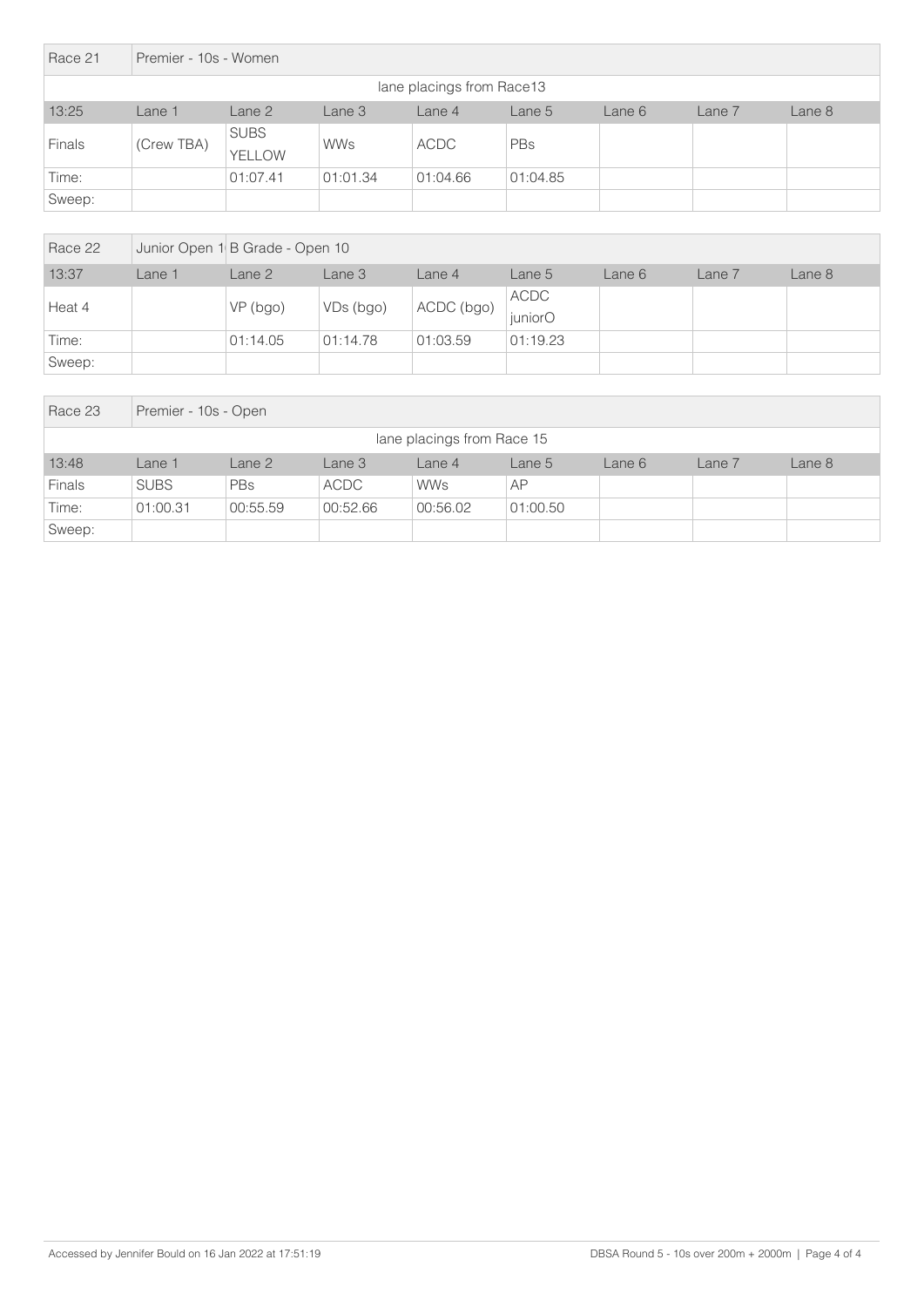| Race 21 | Premier - 10s - Women | | | | | | | |
|---|---|---|---|---|---|---|---|---|
| lane placings from Race13 | | | | | | | | |
| 13:25 | Lane 1 | Lane 2 | Lane 3 | Lane 4 | Lane 5 | Lane 6 | Lane 7 | Lane 8 |
| Finals | (Crew TBA) | SUBS YELLOW | WWs | ACDC | PBs | | | |
| Time: | | 01:07.41 | 01:01.34 | 01:04.66 | 01:04.85 | | | |
| Sweep: | | | | | | | | |

| Race 22 | Junior Open 1 B Grade - Open 10 | | | | | | | |
|---|---|---|---|---|---|---|---|---|
| 13:37 | Lane 1 | Lane 2 | Lane 3 | Lane 4 | Lane 5 | Lane 6 | Lane 7 | Lane 8 |
| Heat 4 | | VP (bgo) | VDs (bgo) | ACDC (bgo) | ACDC juniorO | | | |
| Time: | | 01:14.05 | 01:14.78 | 01:03.59 | 01:19.23 | | | |
| Sweep: | | | | | | | | |

| Race 23 | Premier - 10s - Open | | | | | | | |
|---|---|---|---|---|---|---|---|---|
| lane placings from Race 15 | | | | | | | | |
| 13:48 | Lane 1 | Lane 2 | Lane 3 | Lane 4 | Lane 5 | Lane 6 | Lane 7 | Lane 8 |
| Finals | SUBS | PBs | ACDC | WWs | AP | | | |
| Time: | 01:00.31 | 00:55.59 | 00:52.66 | 00:56.02 | 01:00.50 | | | |
| Sweep: | | | | | | | | |

Accessed by Jennifer Bould on 16 Jan 2022 at 17:51:19